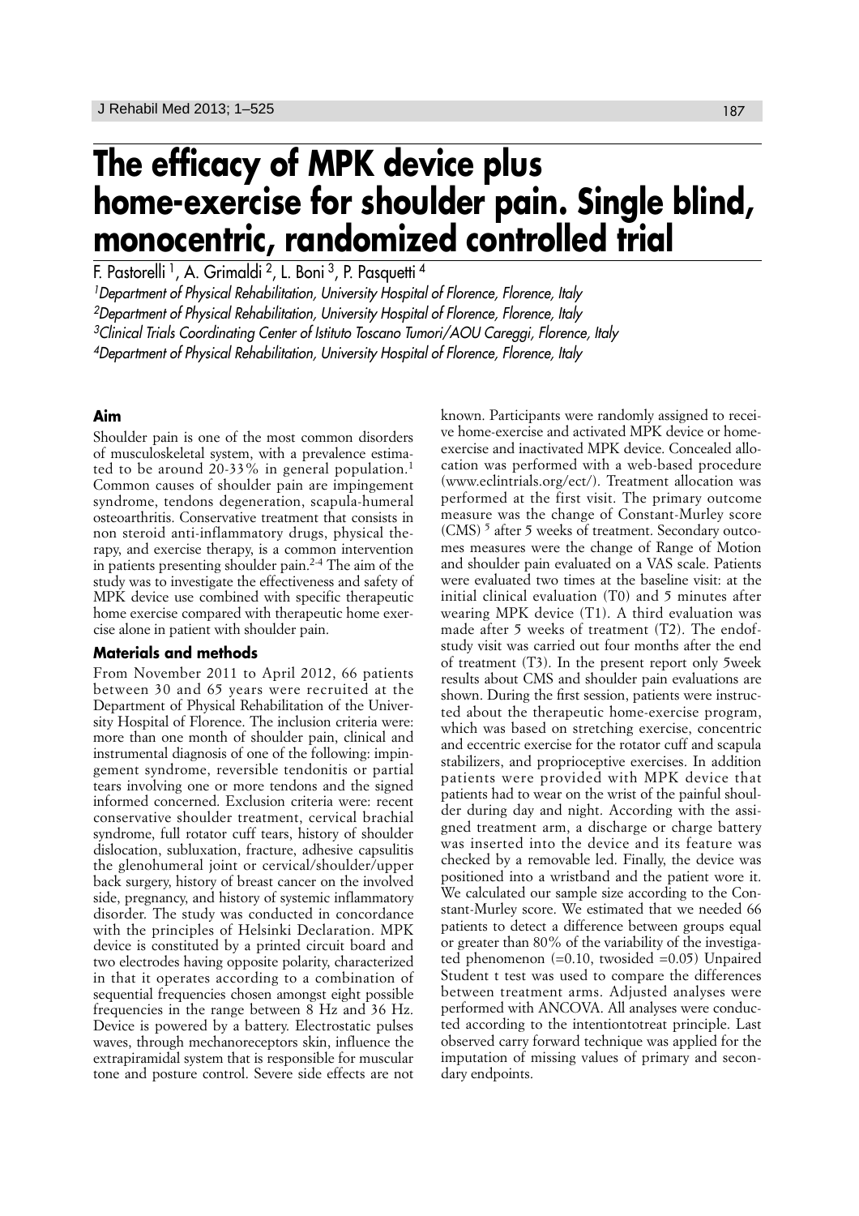# The efficacy of MPK device plus home-exercise for shoulder pain. Single blind, monocentric, randomized controlled trial

F. Pastorelli [1], A. Grimaldi [2], L. Boni [3], P. Pasquetti [4]

[1]*Department of Physical Rehabilitation, University Hospital of Florence, Florence, Italy*
[2]*Department of Physical Rehabilitation, University Hospital of Florence, Florence, Italy*
[3]*Clinical Trials Coordinating Center of Istituto Toscano Tumori/AOU Careggi, Florence, Italy*
[4]*Department of Physical Rehabilitation, University Hospital of Florence, Florence, Italy*

## Aim

Shoulder pain is one of the most common disorders of musculoskeletal system, with a prevalence estimated to be around 20-33% in general population.[1] Common causes of shoulder pain are impingement syndrome, tendons degeneration, scapula-humeral osteoarthritis. Conservative treatment that consists in non steroid anti-inflammatory drugs, physical therapy, and exercise therapy, is a common intervention in patients presenting shoulder pain.[2-4] The aim of the study was to investigate the effectiveness and safety of MPK device use combined with specific therapeutic home exercise compared with therapeutic home exercise alone in patient with shoulder pain.

## Materials and methods

From November 2011 to April 2012, 66 patients between 30 and 65 years were recruited at the Department of Physical Rehabilitation of the University Hospital of Florence. The inclusion criteria were: more than one month of shoulder pain, clinical and instrumental diagnosis of one of the following: impingement syndrome, reversible tendonitis or partial tears involving one or more tendons and the signed informed concerned. Exclusion criteria were: recent conservative shoulder treatment, cervical brachial syndrome, full rotator cuff tears, history of shoulder dislocation, subluxation, fracture, adhesive capsulitis the glenohumeral joint or cervical/shoulder/upper back surgery, history of breast cancer on the involved side, pregnancy, and history of systemic inflammatory disorder. The study was conducted in concordance with the principles of Helsinki Declaration. MPK device is constituted by a printed circuit board and two electrodes having opposite polarity, characterized in that it operates according to a combination of sequential frequencies chosen amongst eight possible frequencies in the range between 8 Hz and 36 Hz. Device is powered by a battery. Electrostatic pulses waves, through mechanoreceptors skin, influence the extrapiramidal system that is responsible for muscular tone and posture control. Severe side effects are not known. Participants were randomly assigned to receive home-exercise and activated MPK device or home-exercise and inactivated MPK device. Concealed allocation was performed with a web-based procedure (www.eclintrials.org/ect/). Treatment allocation was performed at the first visit. The primary outcome measure was the change of Constant-Murley score (CMS) [5] after 5 weeks of treatment. Secondary outcomes measures were the change of Range of Motion and shoulder pain evaluated on a VAS scale. Patients were evaluated two times at the baseline visit: at the initial clinical evaluation (T0) and 5 minutes after wearing MPK device (T1). A third evaluation was made after 5 weeks of treatment (T2). The endofstudy visit was carried out four months after the end of treatment (T3). In the present report only 5week results about CMS and shoulder pain evaluations are shown. During the first session, patients were instructed about the therapeutic home-exercise program, which was based on stretching exercise, concentric and eccentric exercise for the rotator cuff and scapula stabilizers, and proprioceptive exercises. In addition patients were provided with MPK device that patients had to wear on the wrist of the painful shoulder during day and night. According with the assigned treatment arm, a discharge or charge battery was inserted into the device and its feature was checked by a removable led. Finally, the device was positioned into a wristband and the patient wore it. We calculated our sample size according to the Constant-Murley score. We estimated that we needed 66 patients to detect a difference between groups equal or greater than 80% of the variability of the investigated phenomenon (=0.10, twosided =0.05) Unpaired Student t test was used to compare the differences between treatment arms. Adjusted analyses were performed with ANCOVA. All analyses were conducted according to the intentiontotreat principle. Last observed carry forward technique was applied for the imputation of missing values of primary and secondary endpoints.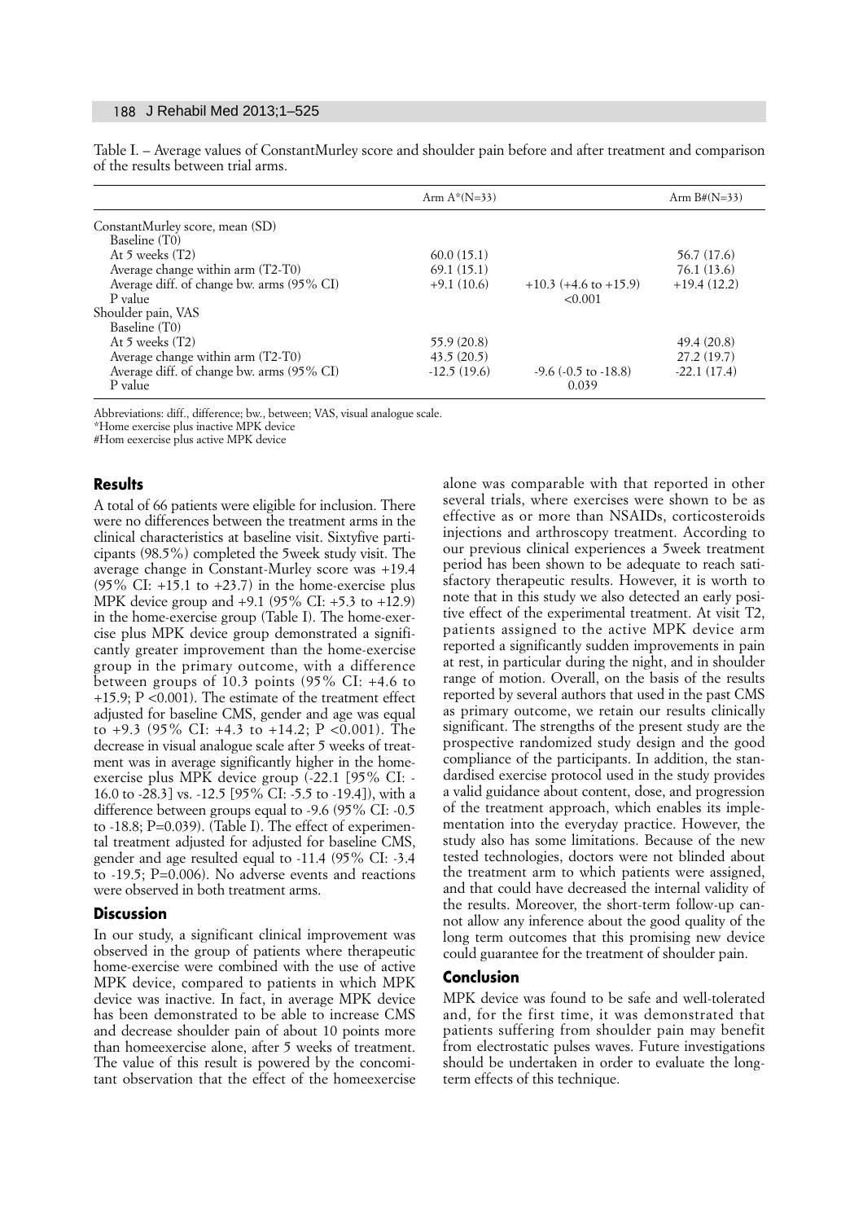Table I. – Average values of ConstantMurley score and shoulder pain before and after treatment and comparison of the results between trial arms.

| | Arm A*(N=33) | | Arm B#(N=33) |
|---|---|---|---|
| ConstantMurley score, mean (SD) | | | |
| Baseline (T0) | | | |
| At 5 weeks (T2) | 60.0 (15.1) | | 56.7 (17.6) |
| Average change within arm (T2-T0) | 69.1 (15.1) | | 76.1 (13.6) |
| Average diff. of change bw. arms (95% CI) | +9.1 (10.6) | +10.3 (+4.6 to +15.9) | +19.4 (12.2) |
| P value | | <0.001 | |
| Shoulder pain, VAS | | | |
| Baseline (T0) | | | |
| At 5 weeks (T2) | 55.9 (20.8) | | 49.4 (20.8) |
| Average change within arm (T2-T0) | 43.5 (20.5) | | 27.2 (19.7) |
| Average diff. of change bw. arms (95% CI) | -12.5 (19.6) | -9.6 (-0.5 to -18.8) | -22.1 (17.4) |
| P value | | 0.039 | |

Abbreviations: diff., difference; bw., between; VAS, visual analogue scale.

*Home exercise plus inactive MPK device

#Hom eexercise plus active MPK device

## Results

A total of 66 patients were eligible for inclusion. There were no differences between the treatment arms in the clinical characteristics at baseline visit. Sixtyfive participants (98.5%) completed the 5week study visit. The average change in Constant-Murley score was +19.4 (95% CI: +15.1 to +23.7) in the home-exercise plus MPK device group and +9.1 (95% CI: +5.3 to +12.9) in the home-exercise group (Table I). The home-exercise plus MPK device group demonstrated a significantly greater improvement than the home-exercise group in the primary outcome, with a difference between groups of 10.3 points (95% CI: +4.6 to +15.9; P <0.001). The estimate of the treatment effect adjusted for baseline CMS, gender and age was equal to +9.3 (95% CI: +4.3 to +14.2; P <0.001). The decrease in visual analogue scale after 5 weeks of treatment was in average significantly higher in the home-exercise plus MPK device group (-22.1 [95% CI: -16.0 to -28.3] vs. -12.5 [95% CI: -5.5 to -19.4]), with a difference between groups equal to -9.6 (95% CI: -0.5 to -18.8; P=0.039). (Table I). The effect of experimental treatment adjusted for adjusted for baseline CMS, gender and age resulted equal to -11.4 (95% CI: -3.4 to -19.5; P=0.006). No adverse events and reactions were observed in both treatment arms.

## Discussion

In our study, a significant clinical improvement was observed in the group of patients where therapeutic home-exercise were combined with the use of active MPK device, compared to patients in which MPK device was inactive. In fact, in average MPK device has been demonstrated to be able to increase CMS and decrease shoulder pain of about 10 points more than homeexercise alone, after 5 weeks of treatment. The value of this result is powered by the concomitant observation that the effect of the homeexercise alone was comparable with that reported in other several trials, where exercises were shown to be as effective as or more than NSAIDs, corticosteroids injections and arthroscopy treatment. According to our previous clinical experiences a 5week treatment period has been shown to be adequate to reach satisfactory therapeutic results. However, it is worth to note that in this study we also detected an early positive effect of the experimental treatment. At visit T2, patients assigned to the active MPK device arm reported a significantly sudden improvements in pain at rest, in particular during the night, and in shoulder range of motion. Overall, on the basis of the results reported by several authors that used in the past CMS as primary outcome, we retain our results clinically significant. The strengths of the present study are the prospective randomized study design and the good compliance of the participants. In addition, the standardised exercise protocol used in the study provides a valid guidance about content, dose, and progression of the treatment approach, which enables its implementation into the everyday practice. However, the study also has some limitations. Because of the new tested technologies, doctors were not blinded about the treatment arm to which patients were assigned, and that could have decreased the internal validity of the results. Moreover, the short-term follow-up cannot allow any inference about the good quality of the long term outcomes that this promising new device could guarantee for the treatment of shoulder pain.

## Conclusion

MPK device was found to be safe and well-tolerated and, for the first time, it was demonstrated that patients suffering from shoulder pain may benefit from electrostatic pulses waves. Future investigations should be undertaken in order to evaluate the long-term effects of this technique.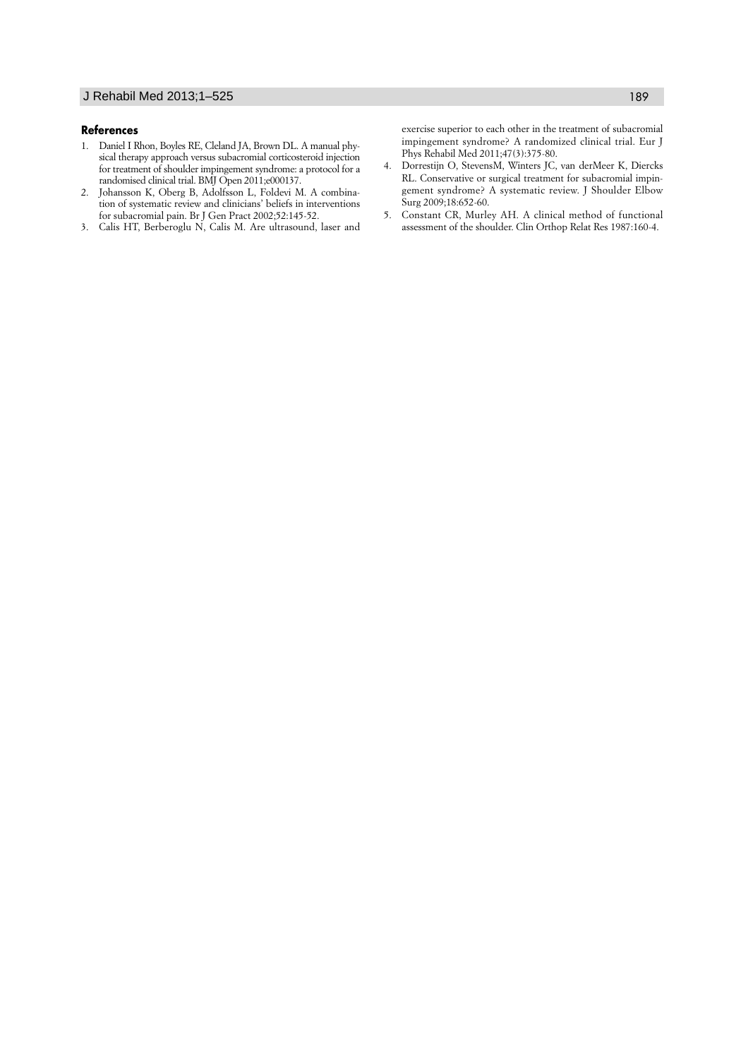## References

1. Daniel I Rhon, Boyles RE, Cleland JA, Brown DL. A manual physical therapy approach versus subacromial corticosteroid injection for treatment of shoulder impingement syndrome: a protocol for a randomised clinical trial. BMJ Open 2011;e000137.
2. Johansson K, Oberg B, Adolfsson L, Foldevi M. A combination of systematic review and clinicians' beliefs in interventions for subacromial pain. Br J Gen Pract 2002;52:145-52.
3. Calis HT, Berberoglu N, Calis M. Are ultrasound, laser and exercise superior to each other in the treatment of subacromial impingement syndrome? A randomized clinical trial. Eur J Phys Rehabil Med 2011;47(3):375-80.
4. Dorrestijn O, StevensM, Winters JC, van derMeer K, Diercks RL. Conservative or surgical treatment for subacromial impingement syndrome? A systematic review. J Shoulder Elbow Surg 2009;18:652-60.
5. Constant CR, Murley AH. A clinical method of functional assessment of the shoulder. Clin Orthop Relat Res 1987:160-4.